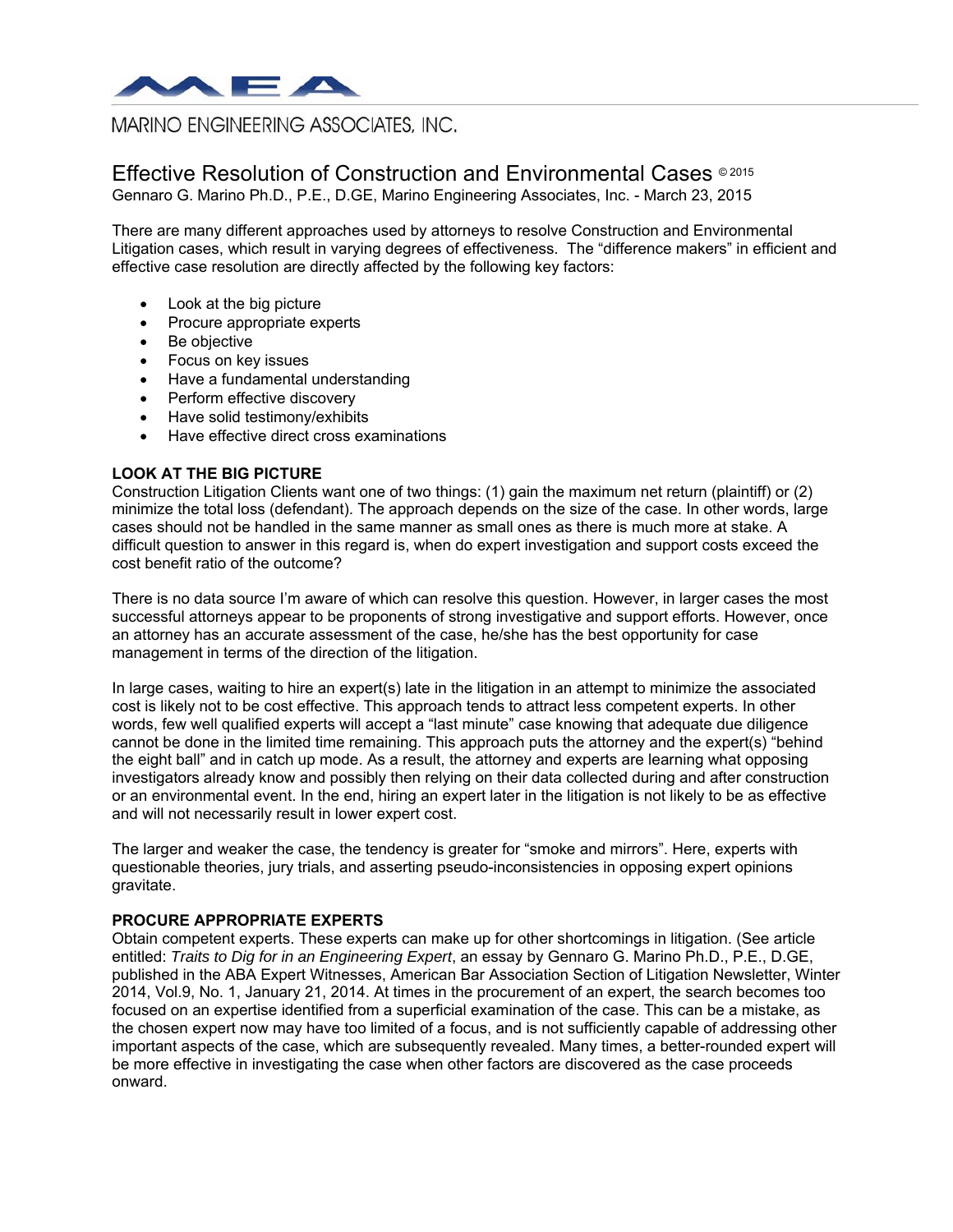MARINO ENGINEERING ASSOCIATES, INC.

# Effective Resolution of Construction and Environmental Cases © 2015

Gennaro G. Marino Ph.D., P.E., D.GE, Marino Engineering Associates, Inc. - March 23, 2015

There are many different approaches used by attorneys to resolve Construction and Environmental Litigation cases, which result in varying degrees of effectiveness. The "difference makers" in efficient and effective case resolution are directly affected by the following key factors:

- Look at the big picture
- Procure appropriate experts
- Be objective
- Focus on key issues
- Have a fundamental understanding
- Perform effective discovery
- Have solid testimony/exhibits
- Have effective direct cross examinations

**LOOK AT THE BIG PICTURE**

Construction Litigation Clients want one of two things: (1) gain the maximum net return (plaintiff) or (2) minimize the total loss (defendant). The approach depends on the size of the case. In other words, large cases should not be handled in the same manner as small ones as there is much more at stake. A difficult question to answer in this regard is, when do expert investigation and support costs exceed the cost benefit ratio of the outcome?

There is no data source I'm aware of which can resolve this question. However, in larger cases the most successful attorneys appear to be proponents of strong investigative and support efforts. However, once an attorney has an accurate assessment of the case, he/she has the best opportunity for case management in terms of the direction of the litigation.

In large cases, waiting to hire an expert(s) late in the litigation in an attempt to minimize the associated cost is likely not to be cost effective. This approach tends to attract less competent experts. In other words, few well qualified experts will accept a "last minute" case knowing that adequate due diligence cannot be done in the limited time remaining. This approach puts the attorney and the expert(s) "behind the eight ball" and in catch up mode. As a result, the attorney and experts are learning what opposing investigators already know and possibly then relying on their data collected during and after construction or an environmental event. In the end, hiring an expert later in the litigation is not likely to be as effective and will not necessarily result in lower expert cost.

The larger and weaker the case, the tendency is greater for "smoke and mirrors". Here, experts with questionable theories, jury trials, and asserting pseudo-inconsistencies in opposing expert opinions gravitate.

**PROCURE APPROPRIATE EXPERTS**

Obtain competent experts. These experts can make up for other shortcomings in litigation. (See article entitled: *Traits to Dig for in an Engineering Expert*, an essay by Gennaro G. Marino Ph.D., P.E., D.GE, published in the ABA Expert Witnesses, American Bar Association Section of Litigation Newsletter, Winter 2014, Vol.9, No. 1, January 21, 2014. At times in the procurement of an expert, the search becomes too focused on an expertise identified from a superficial examination of the case. This can be a mistake, as the chosen expert now may have too limited of a focus, and is not sufficiently capable of addressing other important aspects of the case, which are subsequently revealed. Many times, a better-rounded expert will be more effective in investigating the case when other factors are discovered as the case proceeds onward.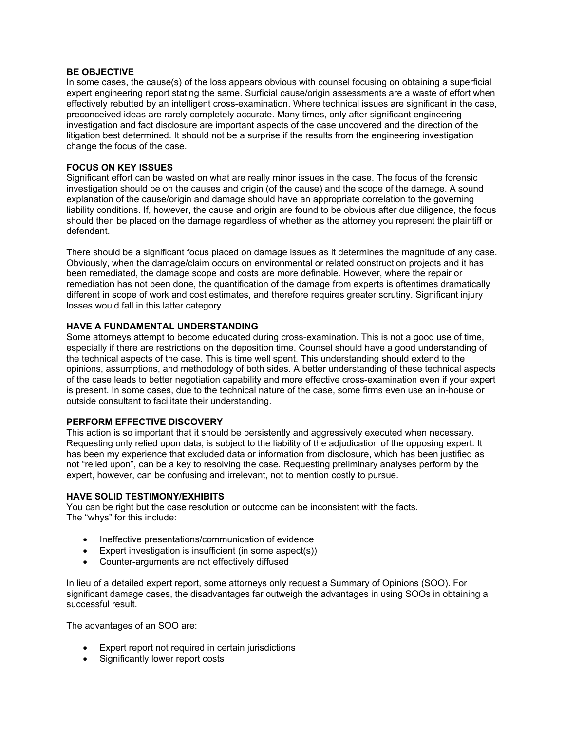## BE OBJECTIVE

In some cases, the cause(s) of the loss appears obvious with counsel focusing on obtaining a superficial expert engineering report stating the same. Surficial cause/origin assessments are a waste of effort when effectively rebutted by an intelligent cross-examination. Where technical issues are significant in the case, preconceived ideas are rarely completely accurate. Many times, only after significant engineering investigation and fact disclosure are important aspects of the case uncovered and the direction of the litigation best determined. It should not be a surprise if the results from the engineering investigation change the focus of the case.

## FOCUS ON KEY ISSUES

Significant effort can be wasted on what are really minor issues in the case. The focus of the forensic investigation should be on the causes and origin (of the cause) and the scope of the damage. A sound explanation of the cause/origin and damage should have an appropriate correlation to the governing liability conditions. If, however, the cause and origin are found to be obvious after due diligence, the focus should then be placed on the damage regardless of whether as the attorney you represent the plaintiff or defendant.

There should be a significant focus placed on damage issues as it determines the magnitude of any case. Obviously, when the damage/claim occurs on environmental or related construction projects and it has been remediated, the damage scope and costs are more definable. However, where the repair or remediation has not been done, the quantification of the damage from experts is oftentimes dramatically different in scope of work and cost estimates, and therefore requires greater scrutiny. Significant injury losses would fall in this latter category.

## HAVE A FUNDAMENTAL UNDERSTANDING

Some attorneys attempt to become educated during cross-examination. This is not a good use of time, especially if there are restrictions on the deposition time. Counsel should have a good understanding of the technical aspects of the case. This is time well spent. This understanding should extend to the opinions, assumptions, and methodology of both sides. A better understanding of these technical aspects of the case leads to better negotiation capability and more effective cross-examination even if your expert is present. In some cases, due to the technical nature of the case, some firms even use an in-house or outside consultant to facilitate their understanding.

## PERFORM EFFECTIVE DISCOVERY

This action is so important that it should be persistently and aggressively executed when necessary. Requesting only relied upon data, is subject to the liability of the adjudication of the opposing expert. It has been my experience that excluded data or information from disclosure, which has been justified as not "relied upon", can be a key to resolving the case. Requesting preliminary analyses perform by the expert, however, can be confusing and irrelevant, not to mention costly to pursue.

## HAVE SOLID TESTIMONY/EXHIBITS

You can be right but the case resolution or outcome can be inconsistent with the facts.
The "whys" for this include:

- Ineffective presentations/communication of evidence
- Expert investigation is insufficient (in some aspect(s))
- Counter-arguments are not effectively diffused

In lieu of a detailed expert report, some attorneys only request a Summary of Opinions (SOO). For significant damage cases, the disadvantages far outweigh the advantages in using SOOs in obtaining a successful result.

The advantages of an SOO are:

- Expert report not required in certain jurisdictions
- Significantly lower report costs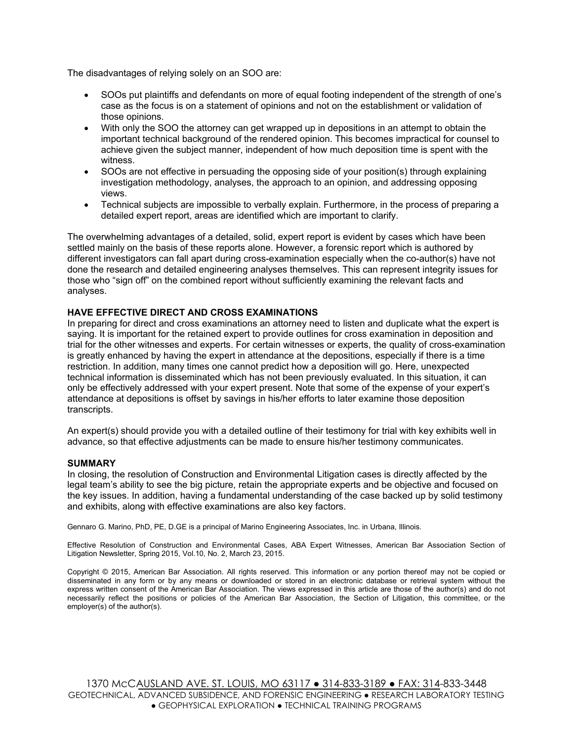The disadvantages of relying solely on an SOO are:

- SOOs put plaintiffs and defendants on more of equal footing independent of the strength of one's case as the focus is on a statement of opinions and not on the establishment or validation of those opinions.
- With only the SOO the attorney can get wrapped up in depositions in an attempt to obtain the important technical background of the rendered opinion. This becomes impractical for counsel to achieve given the subject manner, independent of how much deposition time is spent with the witness.
- SOOs are not effective in persuading the opposing side of your position(s) through explaining investigation methodology, analyses, the approach to an opinion, and addressing opposing views.
- Technical subjects are impossible to verbally explain. Furthermore, in the process of preparing a detailed expert report, areas are identified which are important to clarify.

The overwhelming advantages of a detailed, solid, expert report is evident by cases which have been settled mainly on the basis of these reports alone. However, a forensic report which is authored by different investigators can fall apart during cross-examination especially when the co-author(s) have not done the research and detailed engineering analyses themselves. This can represent integrity issues for those who "sign off" on the combined report without sufficiently examining the relevant facts and analyses.

**HAVE EFFECTIVE DIRECT AND CROSS EXAMINATIONS**

In preparing for direct and cross examinations an attorney need to listen and duplicate what the expert is saying. It is important for the retained expert to provide outlines for cross examination in deposition and trial for the other witnesses and experts. For certain witnesses or experts, the quality of cross-examination is greatly enhanced by having the expert in attendance at the depositions, especially if there is a time restriction. In addition, many times one cannot predict how a deposition will go. Here, unexpected technical information is disseminated which has not been previously evaluated. In this situation, it can only be effectively addressed with your expert present. Note that some of the expense of your expert's attendance at depositions is offset by savings in his/her efforts to later examine those deposition transcripts.

An expert(s) should provide you with a detailed outline of their testimony for trial with key exhibits well in advance, so that effective adjustments can be made to ensure his/her testimony communicates.

**SUMMARY**

In closing, the resolution of Construction and Environmental Litigation cases is directly affected by the legal team's ability to see the big picture, retain the appropriate experts and be objective and focused on the key issues. In addition, having a fundamental understanding of the case backed up by solid testimony and exhibits, along with effective examinations are also key factors.

Gennaro G. Marino, PhD, PE, D.GE is a principal of Marino Engineering Associates, Inc. in Urbana, Illinois.

Effective Resolution of Construction and Environmental Cases, ABA Expert Witnesses, American Bar Association Section of Litigation Newsletter, Spring 2015, Vol.10, No. 2, March 23, 2015.

Copyright © 2015, American Bar Association. All rights reserved. This information or any portion thereof may not be copied or disseminated in any form or by any means or downloaded or stored in an electronic database or retrieval system without the express written consent of the American Bar Association. The views expressed in this article are those of the author(s) and do not necessarily reflect the positions or policies of the American Bar Association, the Section of Litigation, this committee, or the employer(s) of the author(s).